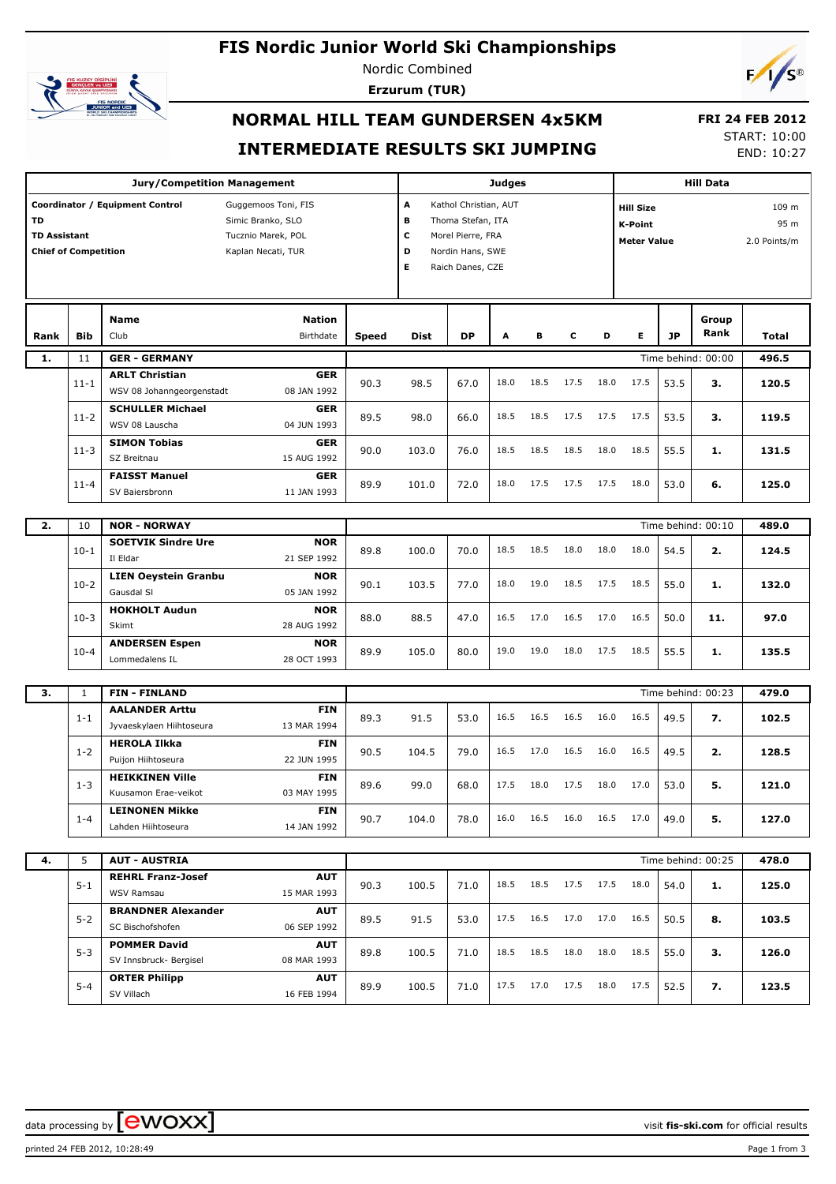# FIS Nordic Junior World Ski Championships

Nordic Combined

**Erzurum (TUR)**

## NORMAL HILL TEAM GUNDERSEN 4x5KM

## INTERMEDIATE RESULTS SKI JUMPING

**FRI 24 FEB 2012**

START: 10:00

END: 10:27

| Jury/Competition Management | | Judges | | Hill Data | |
|---|---|---|---|---|---|
| Coordinator / Equipment Control | Guggemoos Toni, FIS | A | Kathol Christian, AUT | Hill Size | 109 m |
| TD | Simic Branko, SLO | B | Thoma Stefan, ITA | K-Point | 95 m |
| TD Assistant | Tucznio Marek, POL | C | Morel Pierre, FRA | Meter Value | 2.0 Points/m |
| Chief of Competition | Kaplan Necati, TUR | D | Nordin Hans, SWE | | |
| | | E | Raich Danes, CZE | | |

| Rank | Bib | Name / Club | Nation / Birthdate | Speed | Dist | DP | A | B | C | D | E | JP | Group Rank | Total |
|---|---|---|---|---|---|---|---|---|---|---|---|---|---|---|
| **1.** | 11 | **GER - GERMANY** | | | | | | | | | | | Time behind: 00:00 | **496.5** |
| | 11-1 | **ARLT Christian** / WSV 08 Johanngeorgenstadt | **GER** / 08 JAN 1992 | 90.3 | 98.5 | 67.0 | 18.0 | 18.5 | 17.5 | 18.0 | 17.5 | 53.5 | **3.** | **120.5** |
| | 11-2 | **SCHULLER Michael** / WSV 08 Lauscha | **GER** / 04 JUN 1993 | 89.5 | 98.0 | 66.0 | 18.5 | 18.5 | 17.5 | 17.5 | 17.5 | 53.5 | **3.** | **119.5** |
| | 11-3 | **SIMON Tobias** / SZ Breitnau | **GER** / 15 AUG 1992 | 90.0 | 103.0 | 76.0 | 18.5 | 18.5 | 18.5 | 18.0 | 18.5 | 55.5 | **1.** | **131.5** |
| | 11-4 | **FAISST Manuel** / SV Baiersbronn | **GER** / 11 JAN 1993 | 89.9 | 101.0 | 72.0 | 18.0 | 17.5 | 17.5 | 17.5 | 18.0 | 53.0 | **6.** | **125.0** |
| **2.** | 10 | **NOR - NORWAY** | | | | | | | | | | | Time behind: 00:10 | **489.0** |
| | 10-1 | **SOETVIK Sindre Ure** / Il Eldar | **NOR** / 21 SEP 1992 | 89.8 | 100.0 | 70.0 | 18.5 | 18.5 | 18.0 | 18.0 | 18.0 | 54.5 | **2.** | **124.5** |
| | 10-2 | **LIEN Oeystein Granbu** / Gausdal Sl | **NOR** / 05 JAN 1992 | 90.1 | 103.5 | 77.0 | 18.0 | 19.0 | 18.5 | 17.5 | 18.5 | 55.0 | **1.** | **132.0** |
| | 10-3 | **HOKHOLT Audun** / Skimt | **NOR** / 28 AUG 1992 | 88.0 | 88.5 | 47.0 | 16.5 | 17.0 | 16.5 | 17.0 | 16.5 | 50.0 | **11.** | **97.0** |
| | 10-4 | **ANDERSEN Espen** / Lommedalens IL | **NOR** / 28 OCT 1993 | 89.9 | 105.0 | 80.0 | 19.0 | 19.0 | 18.0 | 17.5 | 18.5 | 55.5 | **1.** | **135.5** |
| **3.** | 1 | **FIN - FINLAND** | | | | | | | | | | | Time behind: 00:23 | **479.0** |
| | 1-1 | **AALANDER Arttu** / Jyvaeskylaen Hiihtoseura | **FIN** / 13 MAR 1994 | 89.3 | 91.5 | 53.0 | 16.5 | 16.5 | 16.5 | 16.0 | 16.5 | 49.5 | **7.** | **102.5** |
| | 1-2 | **HEROLA Ilkka** / Puijon Hiihtoseura | **FIN** / 22 JUN 1995 | 90.5 | 104.5 | 79.0 | 16.5 | 17.0 | 16.5 | 16.0 | 16.5 | 49.5 | **2.** | **128.5** |
| | 1-3 | **HEIKKINEN Ville** / Kuusamon Erae-veikot | **FIN** / 03 MAY 1995 | 89.6 | 99.0 | 68.0 | 17.5 | 18.0 | 17.5 | 18.0 | 17.0 | 53.0 | **5.** | **121.0** |
| | 1-4 | **LEINONEN Mikke** / Lahden Hiihtoseura | **FIN** / 14 JAN 1992 | 90.7 | 104.0 | 78.0 | 16.0 | 16.5 | 16.0 | 16.5 | 17.0 | 49.0 | **5.** | **127.0** |
| **4.** | 5 | **AUT - AUSTRIA** | | | | | | | | | | | Time behind: 00:25 | **478.0** |
| | 5-1 | **REHRL Franz-Josef** / WSV Ramsau | **AUT** / 15 MAR 1993 | 90.3 | 100.5 | 71.0 | 18.5 | 18.5 | 17.5 | 17.5 | 18.0 | 54.0 | **1.** | **125.0** |
| | 5-2 | **BRANDNER Alexander** / SC Bischofshofen | **AUT** / 06 SEP 1992 | 89.5 | 91.5 | 53.0 | 17.5 | 16.5 | 17.0 | 17.0 | 16.5 | 50.5 | **8.** | **103.5** |
| | 5-3 | **POMMER David** / SV Innsbruck- Bergisel | **AUT** / 08 MAR 1993 | 89.8 | 100.5 | 71.0 | 18.5 | 18.5 | 18.0 | 18.0 | 18.5 | 55.0 | **3.** | **126.0** |
| | 5-4 | **ORTER Philipp** / SV Villach | **AUT** / 16 FEB 1994 | 89.9 | 100.5 | 71.0 | 17.5 | 17.0 | 17.5 | 18.0 | 17.5 | 52.5 | **7.** | **123.5** |

data processing by ewoxx — visit **fis-ski.com** for official results

printed 24 FEB 2012, 10:28:49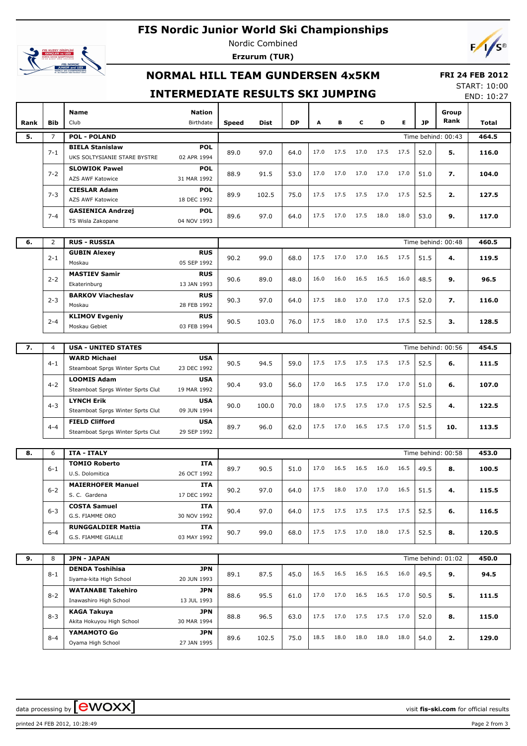# FIS Nordic Junior World Ski Championships

Nordic Combined

**Erzurum (TUR)**

## NORMAL HILL TEAM GUNDERSEN 4x5KM

**FRI 24 FEB 2012**

START: 10:00

END: 10:27

## INTERMEDIATE RESULTS SKI JUMPING

| Rank | Bib | Name / Club | Nation / Birthdate | Speed | Dist | DP | A | B | C | D | E | JP | Group Rank | Total |
|---|---|---|---|---|---|---|---|---|---|---|---|---|---|---|
| **5.** | 7 | **POL - POLAND** | | | | | | | | | | | Time behind: 00:43 | **464.5** |
| | 7-1 | **BIELA Stanislaw** UKS SOLTYSIANIE STARE BYSTRE | **POL** 02 APR 1994 | 89.0 | 97.0 | 64.0 | 17.0 | 17.5 | 17.0 | 17.5 | 17.5 | 52.0 | **5.** | **116.0** |
| | 7-2 | **SLOWIOK Pawel** AZS AWF Katowice | **POL** 31 MAR 1992 | 88.9 | 91.5 | 53.0 | 17.0 | 17.0 | 17.0 | 17.0 | 17.0 | 51.0 | **7.** | **104.0** |
| | 7-3 | **CIESLAR Adam** AZS AWF Katowice | **POL** 18 DEC 1992 | 89.9 | 102.5 | 75.0 | 17.5 | 17.5 | 17.5 | 17.0 | 17.5 | 52.5 | **2.** | **127.5** |
| | 7-4 | **GASIENICA Andrzej** TS Wisla Zakopane | **POL** 04 NOV 1993 | 89.6 | 97.0 | 64.0 | 17.5 | 17.0 | 17.5 | 18.0 | 18.0 | 53.0 | **9.** | **117.0** |
| **6.** | 2 | **RUS - RUSSIA** | | | | | | | | | | | Time behind: 00:48 | **460.5** |
| | 2-1 | **GUBIN Alexey** Moskau | **RUS** 05 SEP 1992 | 90.2 | 99.0 | 68.0 | 17.5 | 17.0 | 17.0 | 16.5 | 17.5 | 51.5 | **4.** | **119.5** |
| | 2-2 | **MASTIEV Samir** Ekaterinburg | **RUS** 13 JAN 1993 | 90.6 | 89.0 | 48.0 | 16.0 | 16.0 | 16.5 | 16.5 | 16.0 | 48.5 | **9.** | **96.5** |
| | 2-3 | **BARKOV Viacheslav** Moskau | **RUS** 28 FEB 1992 | 90.3 | 97.0 | 64.0 | 17.5 | 18.0 | 17.0 | 17.0 | 17.5 | 52.0 | **7.** | **116.0** |
| | 2-4 | **KLIMOV Evgeniy** Moskau Gebiet | **RUS** 03 FEB 1994 | 90.5 | 103.0 | 76.0 | 17.5 | 18.0 | 17.0 | 17.5 | 17.5 | 52.5 | **3.** | **128.5** |
| **7.** | 4 | **USA - UNITED STATES** | | | | | | | | | | | Time behind: 00:56 | **454.5** |
| | 4-1 | **WARD Michael** Steamboat Sprgs Winter Sprts Clut | **USA** 23 DEC 1992 | 90.5 | 94.5 | 59.0 | 17.5 | 17.5 | 17.5 | 17.5 | 17.5 | 52.5 | **6.** | **111.5** |
| | 4-2 | **LOOMIS Adam** Steamboat Sprgs Winter Sprts Clut | **USA** 19 MAR 1992 | 90.4 | 93.0 | 56.0 | 17.0 | 16.5 | 17.5 | 17.0 | 17.0 | 51.0 | **6.** | **107.0** |
| | 4-3 | **LYNCH Erik** Steamboat Sprgs Winter Sprts Clut | **USA** 09 JUN 1994 | 90.0 | 100.0 | 70.0 | 18.0 | 17.5 | 17.5 | 17.0 | 17.5 | 52.5 | **4.** | **122.5** |
| | 4-4 | **FIELD Clifford** Steamboat Sprgs Winter Sprts Clut | **USA** 29 SEP 1992 | 89.7 | 96.0 | 62.0 | 17.5 | 17.0 | 16.5 | 17.5 | 17.0 | 51.5 | **10.** | **113.5** |
| **8.** | 6 | **ITA - ITALY** | | | | | | | | | | | Time behind: 00:58 | **453.0** |
| | 6-1 | **TOMIO Roberto** U.S. Dolomitica | **ITA** 26 OCT 1992 | 89.7 | 90.5 | 51.0 | 17.0 | 16.5 | 16.5 | 16.0 | 16.5 | 49.5 | **8.** | **100.5** |
| | 6-2 | **MAIERHOFER Manuel** S. C. Gardena | **ITA** 17 DEC 1992 | 90.2 | 97.0 | 64.0 | 17.5 | 18.0 | 17.0 | 17.0 | 16.5 | 51.5 | **4.** | **115.5** |
| | 6-3 | **COSTA Samuel** G.S. FIAMME ORO | **ITA** 30 NOV 1992 | 90.4 | 97.0 | 64.0 | 17.5 | 17.5 | 17.5 | 17.5 | 17.5 | 52.5 | **6.** | **116.5** |
| | 6-4 | **RUNGGALDIER Mattia** G.S. FIAMME GIALLE | **ITA** 03 MAY 1992 | 90.7 | 99.0 | 68.0 | 17.5 | 17.5 | 17.0 | 18.0 | 17.5 | 52.5 | **8.** | **120.5** |
| **9.** | 8 | **JPN - JAPAN** | | | | | | | | | | | Time behind: 01:02 | **450.0** |
| | 8-1 | **DENDA Toshihisa** Iiyama-kita High School | **JPN** 20 JUN 1993 | 89.1 | 87.5 | 45.0 | 16.5 | 16.5 | 16.5 | 16.5 | 16.0 | 49.5 | **9.** | **94.5** |
| | 8-2 | **WATANABE Takehiro** Inawashiro High School | **JPN** 13 JUL 1993 | 88.6 | 95.5 | 61.0 | 17.0 | 17.0 | 16.5 | 16.5 | 17.0 | 50.5 | **5.** | **111.5** |
| | 8-3 | **KAGA Takuya** Akita Hokuyou High School | **JPN** 30 MAR 1994 | 88.8 | 96.5 | 63.0 | 17.5 | 17.0 | 17.5 | 17.5 | 17.0 | 52.0 | **8.** | **115.0** |
| | 8-4 | **YAMAMOTO Go** Oyama High School | **JPN** 27 JAN 1995 | 89.6 | 102.5 | 75.0 | 18.5 | 18.0 | 18.0 | 18.0 | 18.0 | 54.0 | **2.** | **129.0** |

data processing by ewoxx — visit **fis-ski.com** for official results

printed 24 FEB 2012, 10:28:49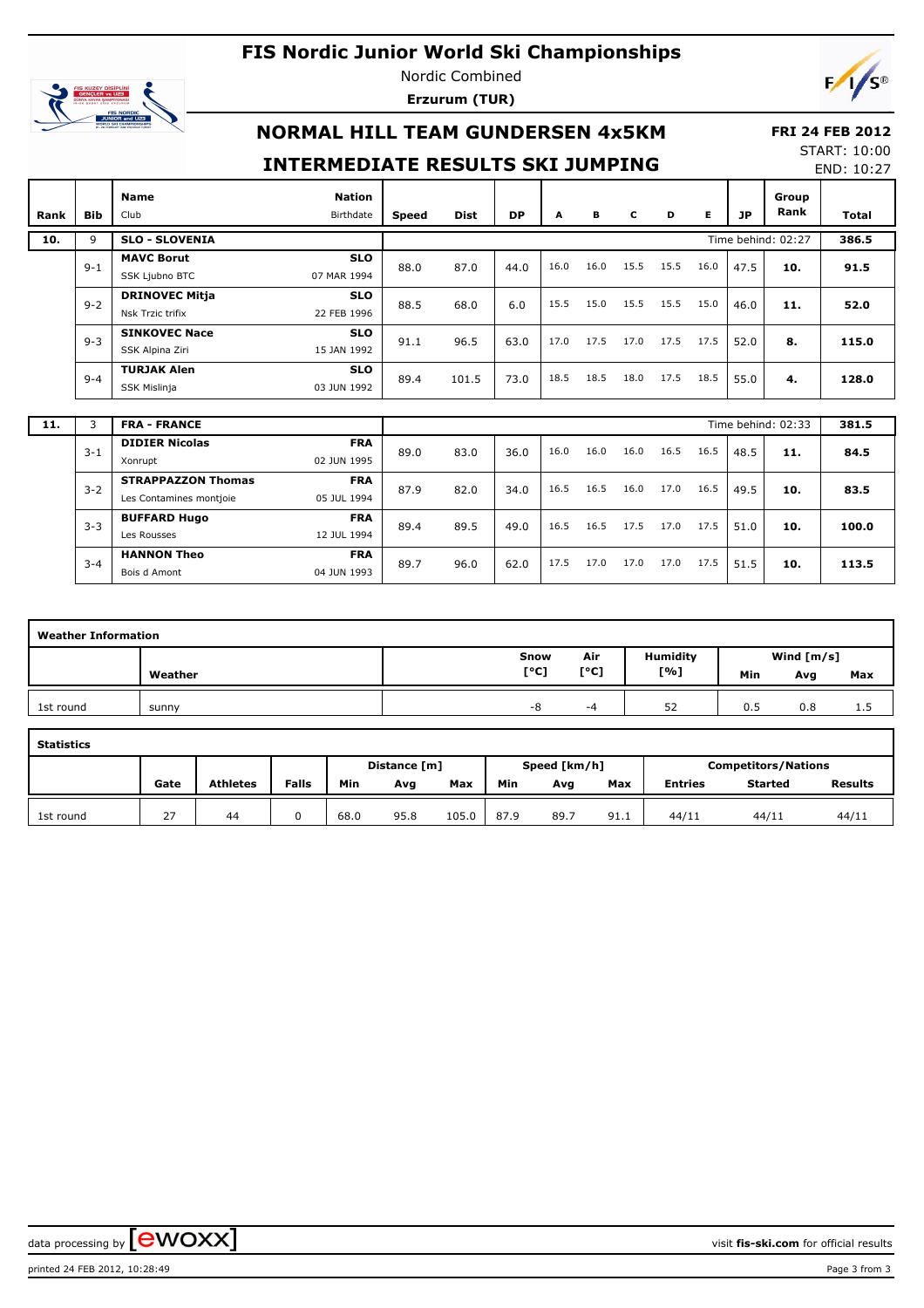# FIS Nordic Junior World Ski Championships

Nordic Combined

**Erzurum (TUR)**

## NORMAL HILL TEAM GUNDERSEN 4x5KM

## INTERMEDIATE RESULTS SKI JUMPING

**FRI 24 FEB 2012**

START: 10:00

END: 10:27

| Rank | Bib | Name / Club | Nation / Birthdate | Speed | Dist | DP | A | B | C | D | E | JP | Group Rank | Total |
|---|---|---|---|---|---|---|---|---|---|---|---|---|---|---|
| **10.** | 9 | **SLO - SLOVENIA** | | | | | | | | | | | Time behind: 02:27 | **386.5** |
| | 9-1 | **MAVC Borut** SSK Ljubno BTC | **SLO** 07 MAR 1994 | 88.0 | 87.0 | 44.0 | 16.0 | 16.0 | 15.5 | 15.5 | 16.0 | 47.5 | **10.** | **91.5** |
| | 9-2 | **DRINOVEC Mitja** Nsk Trzic trifix | **SLO** 22 FEB 1996 | 88.5 | 68.0 | 6.0 | 15.5 | 15.0 | 15.5 | 15.5 | 15.0 | 46.0 | **11.** | **52.0** |
| | 9-3 | **SINKOVEC Nace** SSK Alpina Ziri | **SLO** 15 JAN 1992 | 91.1 | 96.5 | 63.0 | 17.0 | 17.5 | 17.0 | 17.5 | 17.5 | 52.0 | **8.** | **115.0** |
| | 9-4 | **TURJAK Alen** SSK Mislinja | **SLO** 03 JUN 1992 | 89.4 | 101.5 | 73.0 | 18.5 | 18.5 | 18.0 | 17.5 | 18.5 | 55.0 | **4.** | **128.0** |
| **11.** | 3 | **FRA - FRANCE** | | | | | | | | | | | Time behind: 02:33 | **381.5** |
| | 3-1 | **DIDIER Nicolas** Xonrupt | **FRA** 02 JUN 1995 | 89.0 | 83.0 | 36.0 | 16.0 | 16.0 | 16.0 | 16.5 | 16.5 | 48.5 | **11.** | **84.5** |
| | 3-2 | **STRAPPAZZON Thomas** Les Contamines montjoie | **FRA** 05 JUL 1994 | 87.9 | 82.0 | 34.0 | 16.5 | 16.5 | 16.0 | 17.0 | 16.5 | 49.5 | **10.** | **83.5** |
| | 3-3 | **BUFFARD Hugo** Les Rousses | **FRA** 12 JUL 1994 | 89.4 | 89.5 | 49.0 | 16.5 | 16.5 | 17.5 | 17.0 | 17.5 | 51.0 | **10.** | **100.0** |
| | 3-4 | **HANNON Theo** Bois d Amont | **FRA** 04 JUN 1993 | 89.7 | 96.0 | 62.0 | 17.5 | 17.0 | 17.0 | 17.0 | 17.5 | 51.5 | **10.** | **113.5** |

### Weather Information

| | Weather | Snow [°C] | Air [°C] | Humidity [%] | Wind [m/s] Min | Avg | Max |
|---|---|---|---|---|---|---|---|
| 1st round | sunny | -8 | -4 | 52 | 0.5 | 0.8 | 1.5 |

### Statistics

| | Gate | Athletes | Falls | Distance [m] Min | Avg | Max | Speed [km/h] Min | Avg | Max | Competitors/Nations Entries | Started | Results |
|---|---|---|---|---|---|---|---|---|---|---|---|---|
| 1st round | 27 | 44 | 0 | 68.0 | 95.8 | 105.0 | 87.9 | 89.7 | 91.1 | 44/11 | 44/11 | 44/11 |

data processing by ewoxx — visit **fis-ski.com** for official results

printed 24 FEB 2012, 10:28:49